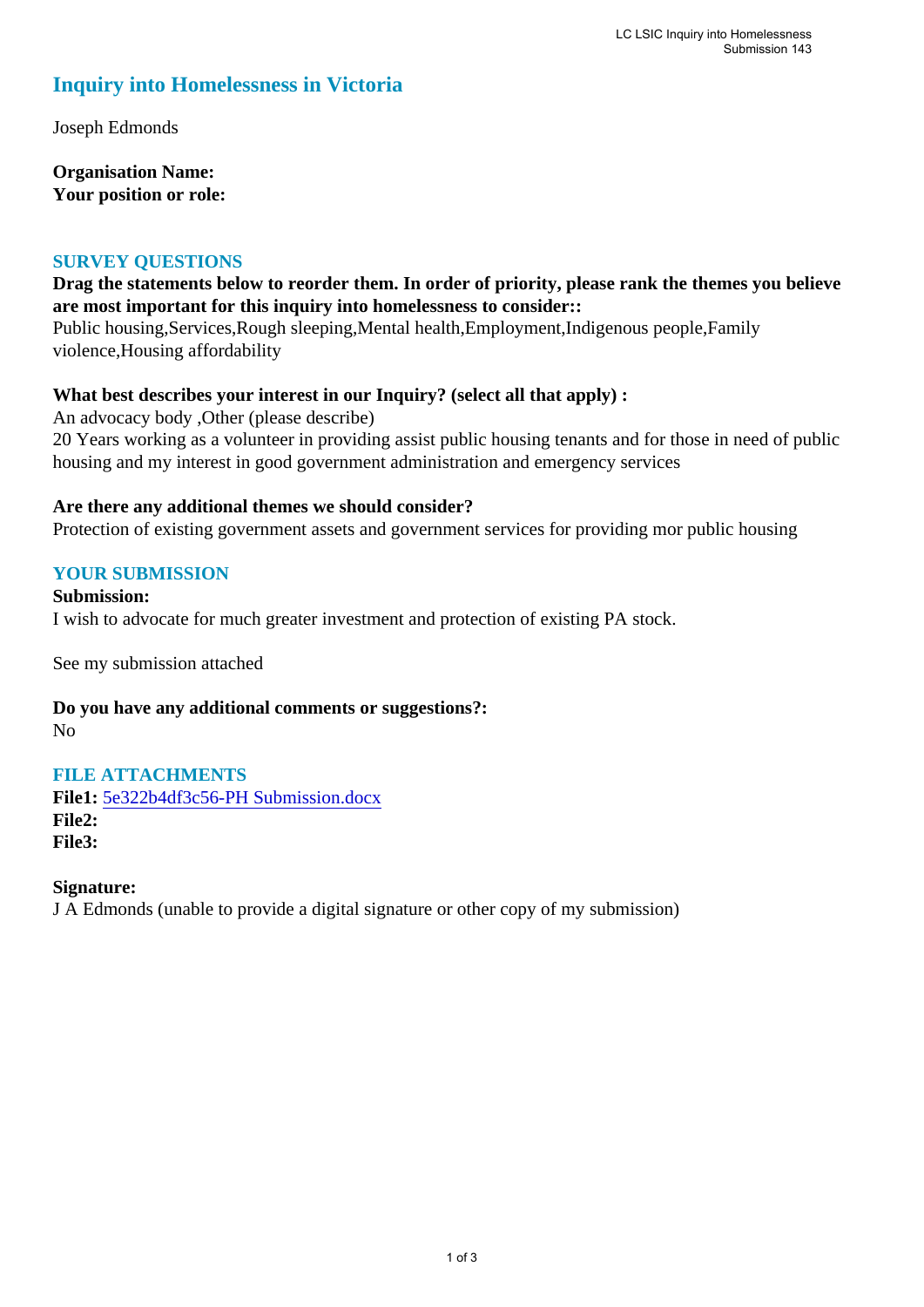# Inquiry into Homelessness in Victoria

Joseph Edmonds

**Organisation Name:**
**Your position or role:**

## SURVEY QUESTIONS

**Drag the statements below to reorder them. In order of priority, please rank the themes you believe are most important for this inquiry into homelessness to consider::**
Public housing,Services,Rough sleeping,Mental health,Employment,Indigenous people,Family violence,Housing affordability

**What best describes your interest in our Inquiry? (select all that apply) :**
An advocacy body ,Other (please describe)
20 Years working as a volunteer in providing assist public housing tenants and for those in need of public housing and my interest in good government administration and emergency services

**Are there any additional themes we should consider?**
Protection of existing government assets and government services for providing mor public housing

## YOUR SUBMISSION

**Submission:**
I wish to advocate for much greater investment and protection of existing PA stock.

See my submission attached

**Do you have any additional comments or suggestions?:**
No

## FILE ATTACHMENTS

**File1:** 5e322b4df3c56-PH Submission.docx
**File2:**
**File3:**

**Signature:**
J A Edmonds (unable to provide a digital signature or other copy of my submission)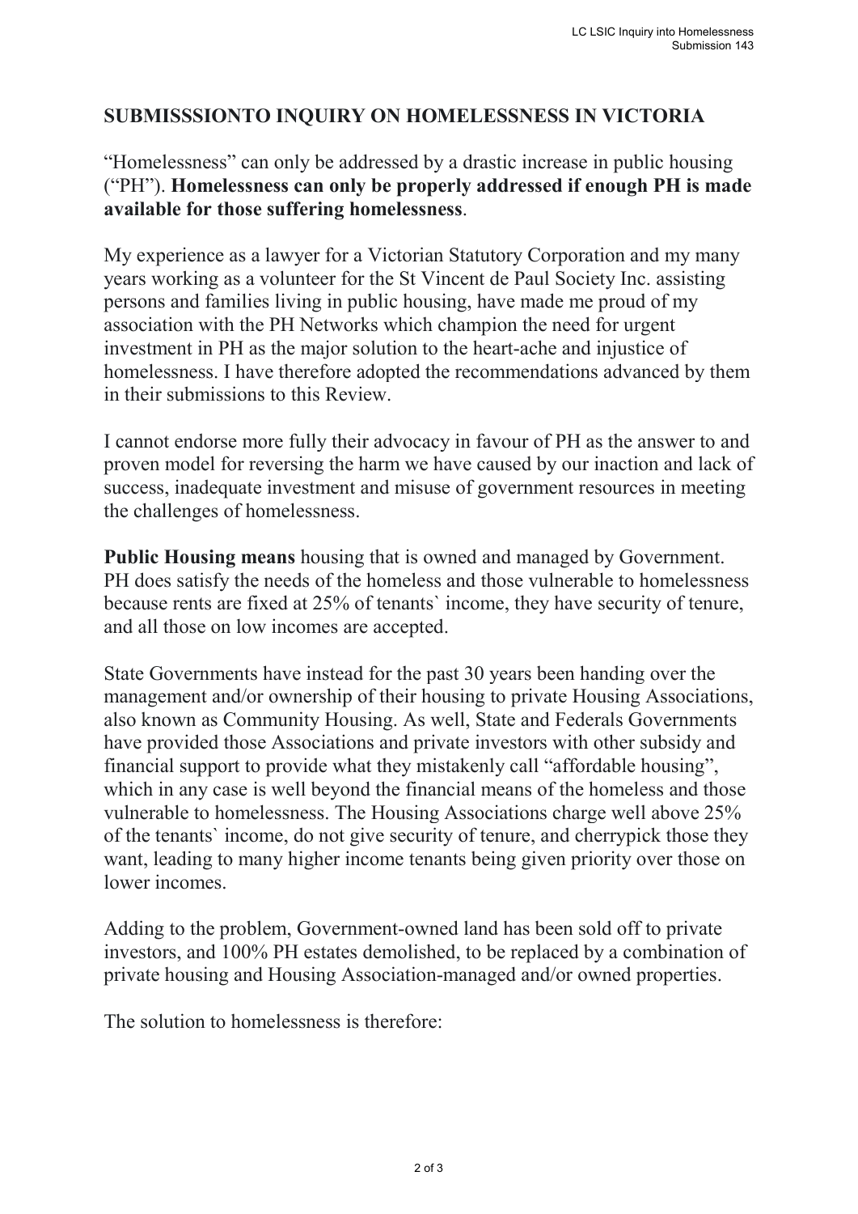## SUBMISSSIONTO INQUIRY ON HOMELESSNESS IN VICTORIA

"Homelessness" can only be addressed by a drastic increase in public housing ("PH"). **Homelessness can only be properly addressed if enough PH is made available for those suffering homelessness**.

My experience as a lawyer for a Victorian Statutory Corporation and my many years working as a volunteer for the St Vincent de Paul Society Inc. assisting persons and families living in public housing, have made me proud of my association with the PH Networks which champion the need for urgent investment in PH as the major solution to the heart-ache and injustice of homelessness. I have therefore adopted the recommendations advanced by them in their submissions to this Review.

I cannot endorse more fully their advocacy in favour of PH as the answer to and proven model for reversing the harm we have caused by our inaction and lack of success, inadequate investment and misuse of government resources in meeting the challenges of homelessness.

**Public Housing means** housing that is owned and managed by Government. PH does satisfy the needs of the homeless and those vulnerable to homelessness because rents are fixed at 25% of tenants` income, they have security of tenure, and all those on low incomes are accepted.

State Governments have instead for the past 30 years been handing over the management and/or ownership of their housing to private Housing Associations, also known as Community Housing. As well, State and Federals Governments have provided those Associations and private investors with other subsidy and financial support to provide what they mistakenly call "affordable housing", which in any case is well beyond the financial means of the homeless and those vulnerable to homelessness. The Housing Associations charge well above 25% of the tenants` income, do not give security of tenure, and cherrypick those they want, leading to many higher income tenants being given priority over those on lower incomes.

Adding to the problem, Government-owned land has been sold off to private investors, and 100% PH estates demolished, to be replaced by a combination of private housing and Housing Association-managed and/or owned properties.

The solution to homelessness is therefore: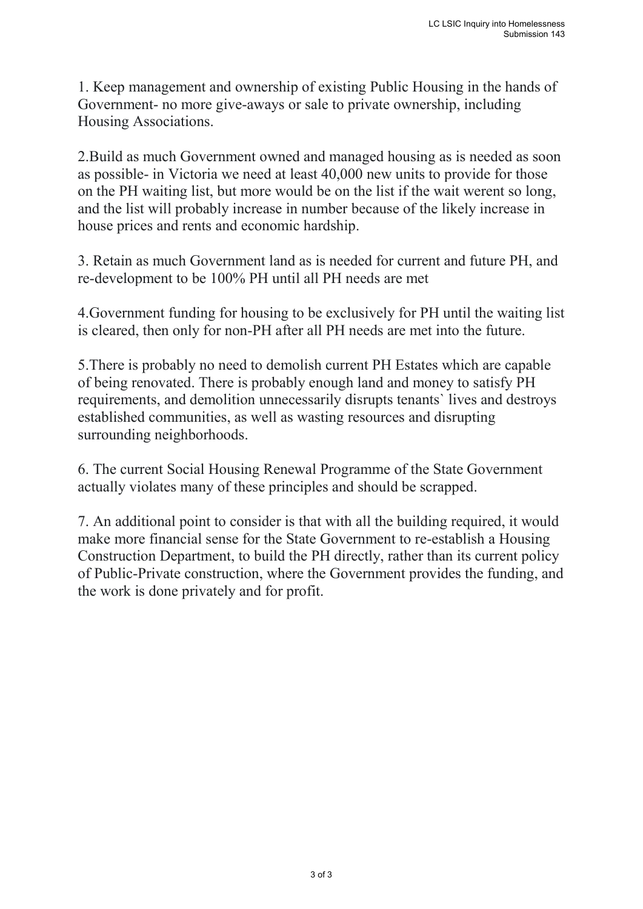1. Keep management and ownership of existing Public Housing in the hands of Government- no more give-aways or sale to private ownership, including Housing Associations.

2.Build as much Government owned and managed housing as is needed as soon as possible- in Victoria we need at least 40,000 new units to provide for those on the PH waiting list, but more would be on the list if the wait werent so long, and the list will probably increase in number because of the likely increase in house prices and rents and economic hardship.

3. Retain as much Government land as is needed for current and future PH, and re-development to be 100% PH until all PH needs are met

4.Government funding for housing to be exclusively for PH until the waiting list is cleared, then only for non-PH after all PH needs are met into the future.

5.There is probably no need to demolish current PH Estates which are capable of being renovated. There is probably enough land and money to satisfy PH requirements, and demolition unnecessarily disrupts tenants` lives and destroys established communities, as well as wasting resources and disrupting surrounding neighborhoods.

6. The current Social Housing Renewal Programme of the State Government actually violates many of these principles and should be scrapped.

7. An additional point to consider is that with all the building required, it would make more financial sense for the State Government to re-establish a Housing Construction Department, to build the PH directly, rather than its current policy of Public-Private construction, where the Government provides the funding, and the work is done privately and for profit.